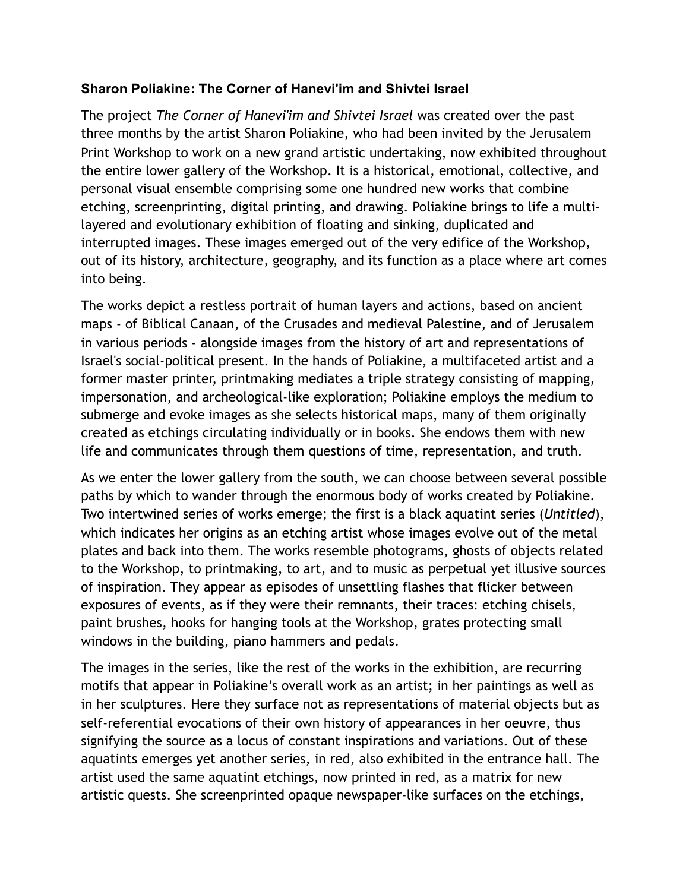**Sharon Poliakine: The Corner of Hanevi'im and Shivtei Israel**

The project *The Corner of Hanevi'im and Shivtei Israel* was created over the past three months by the artist Sharon Poliakine, who had been invited by the Jerusalem Print Workshop to work on a new grand artistic undertaking, now exhibited throughout the entire lower gallery of the Workshop. It is a historical, emotional, collective, and personal visual ensemble comprising some one hundred new works that combine etching, screenprinting, digital printing, and drawing. Poliakine brings to life a multi-layered and evolutionary exhibition of floating and sinking, duplicated and interrupted images. These images emerged out of the very edifice of the Workshop, out of its history, architecture, geography, and its function as a place where art comes into being.

The works depict a restless portrait of human layers and actions, based on ancient maps - of Biblical Canaan, of the Crusades and medieval Palestine, and of Jerusalem in various periods - alongside images from the history of art and representations of Israel's social-political present. In the hands of Poliakine, a multifaceted artist and a former master printer, printmaking mediates a triple strategy consisting of mapping, impersonation, and archeological-like exploration; Poliakine employs the medium to submerge and evoke images as she selects historical maps, many of them originally created as etchings circulating individually or in books. She endows them with new life and communicates through them questions of time, representation, and truth.

As we enter the lower gallery from the south, we can choose between several possible paths by which to wander through the enormous body of works created by Poliakine. Two intertwined series of works emerge; the first is a black aquatint series (*Untitled*), which indicates her origins as an etching artist whose images evolve out of the metal plates and back into them. The works resemble photograms, ghosts of objects related to the Workshop, to printmaking, to art, and to music as perpetual yet illusive sources of inspiration. They appear as episodes of unsettling flashes that flicker between exposures of events, as if they were their remnants, their traces: etching chisels, paint brushes, hooks for hanging tools at the Workshop, grates protecting small windows in the building, piano hammers and pedals.

The images in the series, like the rest of the works in the exhibition, are recurring motifs that appear in Poliakine's overall work as an artist; in her paintings as well as in her sculptures. Here they surface not as representations of material objects but as self-referential evocations of their own history of appearances in her oeuvre, thus signifying the source as a locus of constant inspirations and variations. Out of these aquatints emerges yet another series, in red, also exhibited in the entrance hall. The artist used the same aquatint etchings, now printed in red, as a matrix for new artistic quests. She screenprinted opaque newspaper-like surfaces on the etchings,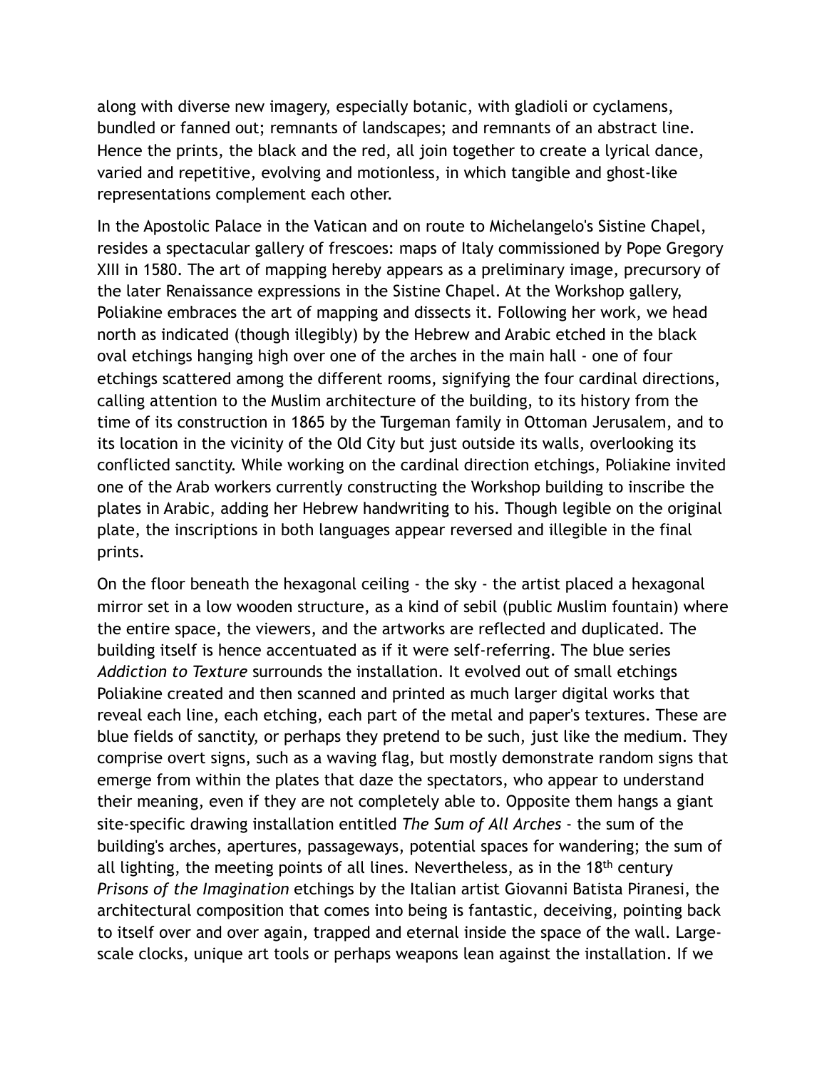along with diverse new imagery, especially botanic, with gladioli or cyclamens, bundled or fanned out; remnants of landscapes; and remnants of an abstract line. Hence the prints, the black and the red, all join together to create a lyrical dance, varied and repetitive, evolving and motionless, in which tangible and ghost-like representations complement each other.

In the Apostolic Palace in the Vatican and on route to Michelangelo's Sistine Chapel, resides a spectacular gallery of frescoes: maps of Italy commissioned by Pope Gregory XIII in 1580. The art of mapping hereby appears as a preliminary image, precursory of the later Renaissance expressions in the Sistine Chapel. At the Workshop gallery, Poliakine embraces the art of mapping and dissects it. Following her work, we head north as indicated (though illegibly) by the Hebrew and Arabic etched in the black oval etchings hanging high over one of the arches in the main hall - one of four etchings scattered among the different rooms, signifying the four cardinal directions, calling attention to the Muslim architecture of the building, to its history from the time of its construction in 1865 by the Turgeman family in Ottoman Jerusalem, and to its location in the vicinity of the Old City but just outside its walls, overlooking its conflicted sanctity. While working on the cardinal direction etchings, Poliakine invited one of the Arab workers currently constructing the Workshop building to inscribe the plates in Arabic, adding her Hebrew handwriting to his. Though legible on the original plate, the inscriptions in both languages appear reversed and illegible in the final prints.

On the floor beneath the hexagonal ceiling - the sky - the artist placed a hexagonal mirror set in a low wooden structure, as a kind of sebil (public Muslim fountain) where the entire space, the viewers, and the artworks are reflected and duplicated. The building itself is hence accentuated as if it were self-referring. The blue series *Addiction to Texture* surrounds the installation. It evolved out of small etchings Poliakine created and then scanned and printed as much larger digital works that reveal each line, each etching, each part of the metal and paper's textures. These are blue fields of sanctity, or perhaps they pretend to be such, just like the medium. They comprise overt signs, such as a waving flag, but mostly demonstrate random signs that emerge from within the plates that daze the spectators, who appear to understand their meaning, even if they are not completely able to. Opposite them hangs a giant site-specific drawing installation entitled *The Sum of All Arches* - the sum of the building's arches, apertures, passageways, potential spaces for wandering; the sum of all lighting, the meeting points of all lines. Nevertheless, as in the 18th century *Prisons of the Imagination* etchings by the Italian artist Giovanni Batista Piranesi, the architectural composition that comes into being is fantastic, deceiving, pointing back to itself over and over again, trapped and eternal inside the space of the wall. Large-scale clocks, unique art tools or perhaps weapons lean against the installation. If we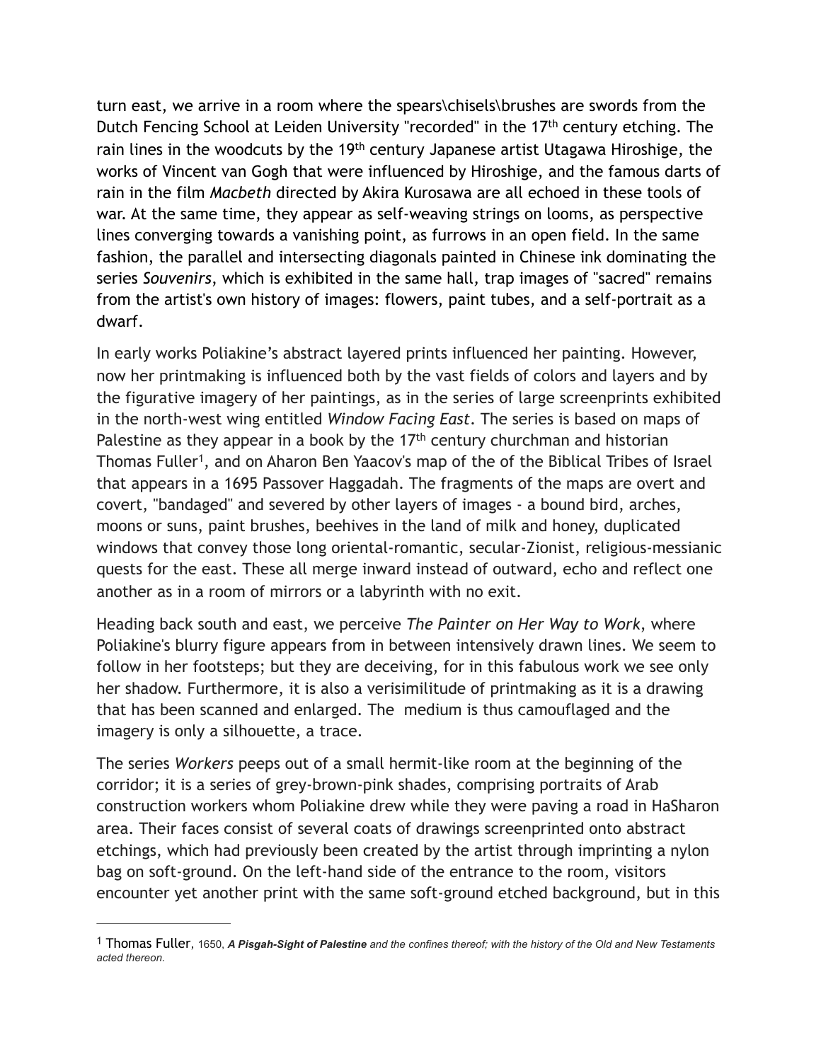turn east, we arrive in a room where the spears\chisels\brushes are swords from the Dutch Fencing School at Leiden University "recorded" in the 17th century etching. The rain lines in the woodcuts by the 19th century Japanese artist Utagawa Hiroshige, the works of Vincent van Gogh that were influenced by Hiroshige, and the famous darts of rain in the film *Macbeth* directed by Akira Kurosawa are all echoed in these tools of war. At the same time, they appear as self-weaving strings on looms, as perspective lines converging towards a vanishing point, as furrows in an open field. In the same fashion, the parallel and intersecting diagonals painted in Chinese ink dominating the series *Souvenirs*, which is exhibited in the same hall, trap images of "sacred" remains from the artist's own history of images: flowers, paint tubes, and a self-portrait as a dwarf.

In early works Poliakine's abstract layered prints influenced her painting. However, now her printmaking is influenced both by the vast fields of colors and layers and by the figurative imagery of her paintings, as in the series of large screenprints exhibited in the north-west wing entitled *Window Facing East*. The series is based on maps of Palestine as they appear in a book by the 17th century churchman and historian Thomas Fuller[1], and on Aharon Ben Yaacov's map of the of the Biblical Tribes of Israel that appears in a 1695 Passover Haggadah. The fragments of the maps are overt and covert, "bandaged" and severed by other layers of images - a bound bird, arches, moons or suns, paint brushes, beehives in the land of milk and honey, duplicated windows that convey those long oriental-romantic, secular-Zionist, religious-messianic quests for the east. These all merge inward instead of outward, echo and reflect one another as in a room of mirrors or a labyrinth with no exit.

Heading back south and east, we perceive *The Painter on Her Way to Work*, where Poliakine's blurry figure appears from in between intensively drawn lines. We seem to follow in her footsteps; but they are deceiving, for in this fabulous work we see only her shadow. Furthermore, it is also a verisimilitude of printmaking as it is a drawing that has been scanned and enlarged. The medium is thus camouflaged and the imagery is only a silhouette, a trace.

The series *Workers* peeps out of a small hermit-like room at the beginning of the corridor; it is a series of grey-brown-pink shades, comprising portraits of Arab construction workers whom Poliakine drew while they were paving a road in HaSharon area. Their faces consist of several coats of drawings screenprinted onto abstract etchings, which had previously been created by the artist through imprinting a nylon bag on soft-ground. On the left-hand side of the entrance to the room, visitors encounter yet another print with the same soft-ground etched background, but in this

---

[1] Thomas Fuller, 1650, ***A Pisgah-Sight of Palestine*** *and the confines thereof; with the history of the Old and New Testaments acted thereon.*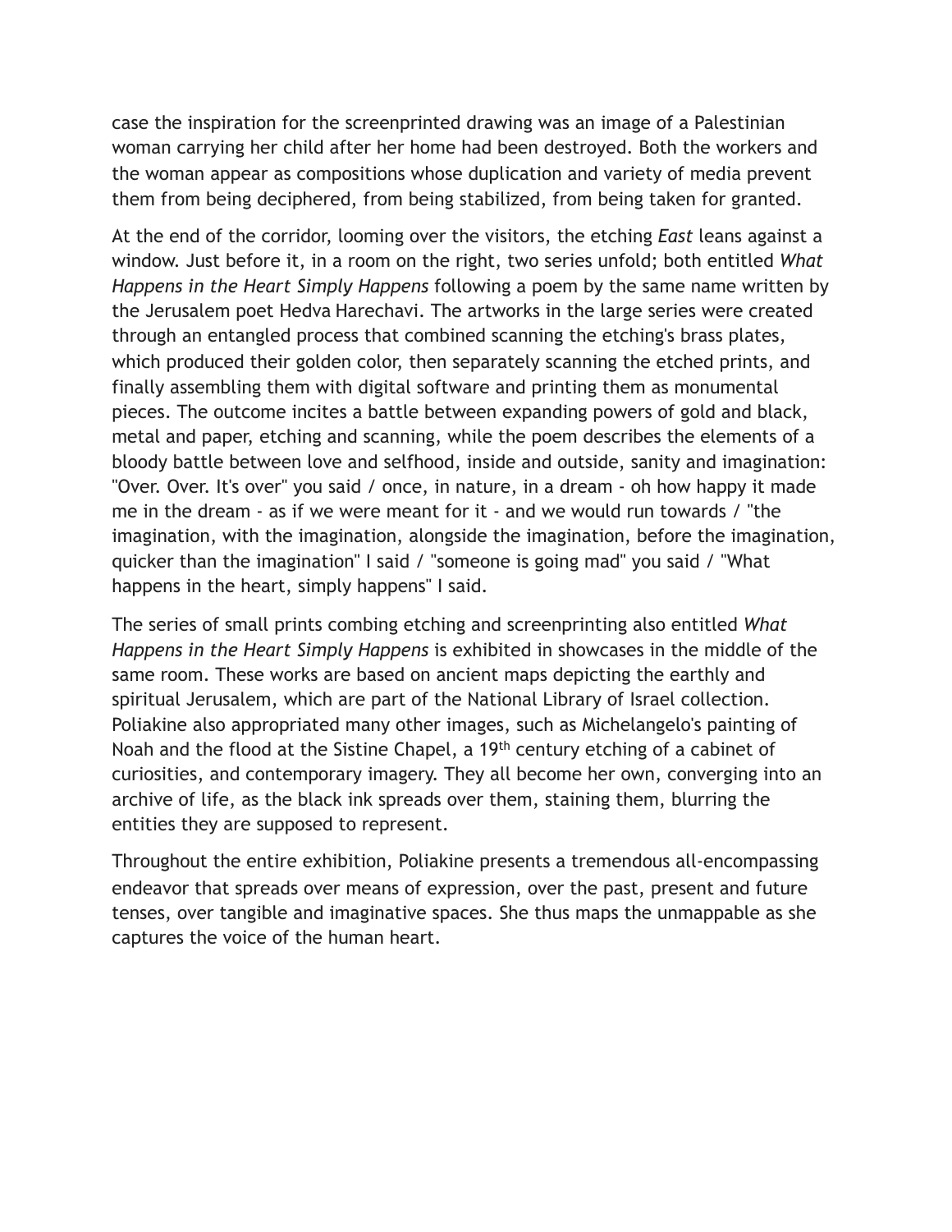case the inspiration for the screenprinted drawing was an image of a Palestinian woman carrying her child after her home had been destroyed. Both the workers and the woman appear as compositions whose duplication and variety of media prevent them from being deciphered, from being stabilized, from being taken for granted.

At the end of the corridor, looming over the visitors, the etching *East* leans against a window. Just before it, in a room on the right, two series unfold; both entitled *What Happens in the Heart Simply Happens* following a poem by the same name written by the Jerusalem poet Hedva Harechavi. The artworks in the large series were created through an entangled process that combined scanning the etching's brass plates, which produced their golden color, then separately scanning the etched prints, and finally assembling them with digital software and printing them as monumental pieces. The outcome incites a battle between expanding powers of gold and black, metal and paper, etching and scanning, while the poem describes the elements of a bloody battle between love and selfhood, inside and outside, sanity and imagination: "Over. Over. It's over" you said / once, in nature, in a dream - oh how happy it made me in the dream - as if we were meant for it - and we would run towards / "the imagination, with the imagination, alongside the imagination, before the imagination, quicker than the imagination" I said / "someone is going mad" you said / "What happens in the heart, simply happens" I said.

The series of small prints combing etching and screenprinting also entitled *What Happens in the Heart Simply Happens* is exhibited in showcases in the middle of the same room. These works are based on ancient maps depicting the earthly and spiritual Jerusalem, which are part of the National Library of Israel collection. Poliakine also appropriated many other images, such as Michelangelo's painting of Noah and the flood at the Sistine Chapel, a 19th century etching of a cabinet of curiosities, and contemporary imagery. They all become her own, converging into an archive of life, as the black ink spreads over them, staining them, blurring the entities they are supposed to represent.

Throughout the entire exhibition, Poliakine presents a tremendous all-encompassing endeavor that spreads over means of expression, over the past, present and future tenses, over tangible and imaginative spaces. She thus maps the unmappable as she captures the voice of the human heart.